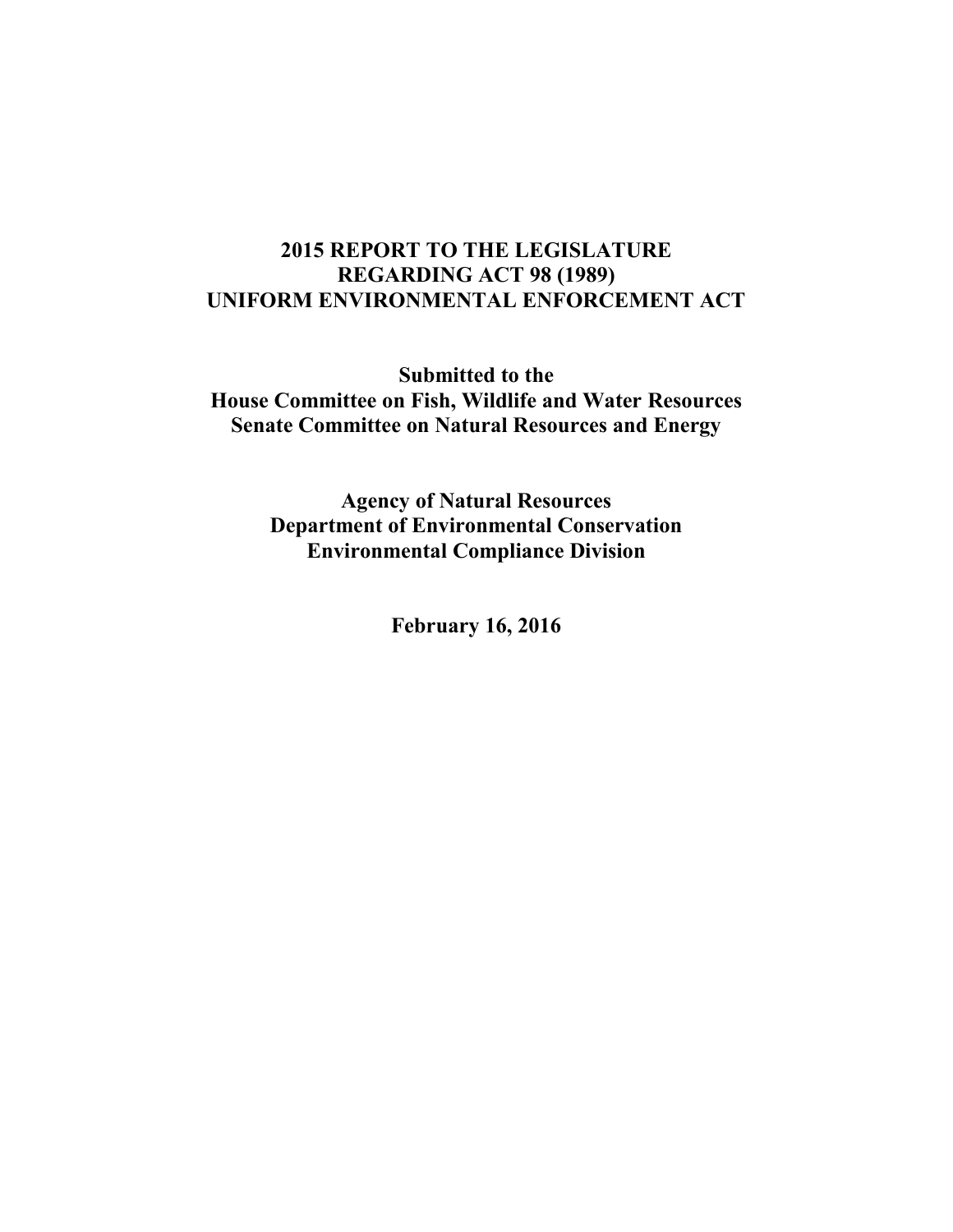# 2015 REPORT TO THE LEGISLATURE
# REGARDING ACT 98 (1989)
# UNIFORM ENVIRONMENTAL ENFORCEMENT ACT

**Submitted to the**
**House Committee on Fish, Wildlife and Water Resources**
**Senate Committee on Natural Resources and Energy**

**Agency of Natural Resources**
**Department of Environmental Conservation**
**Environmental Compliance Division**

**February 16, 2016**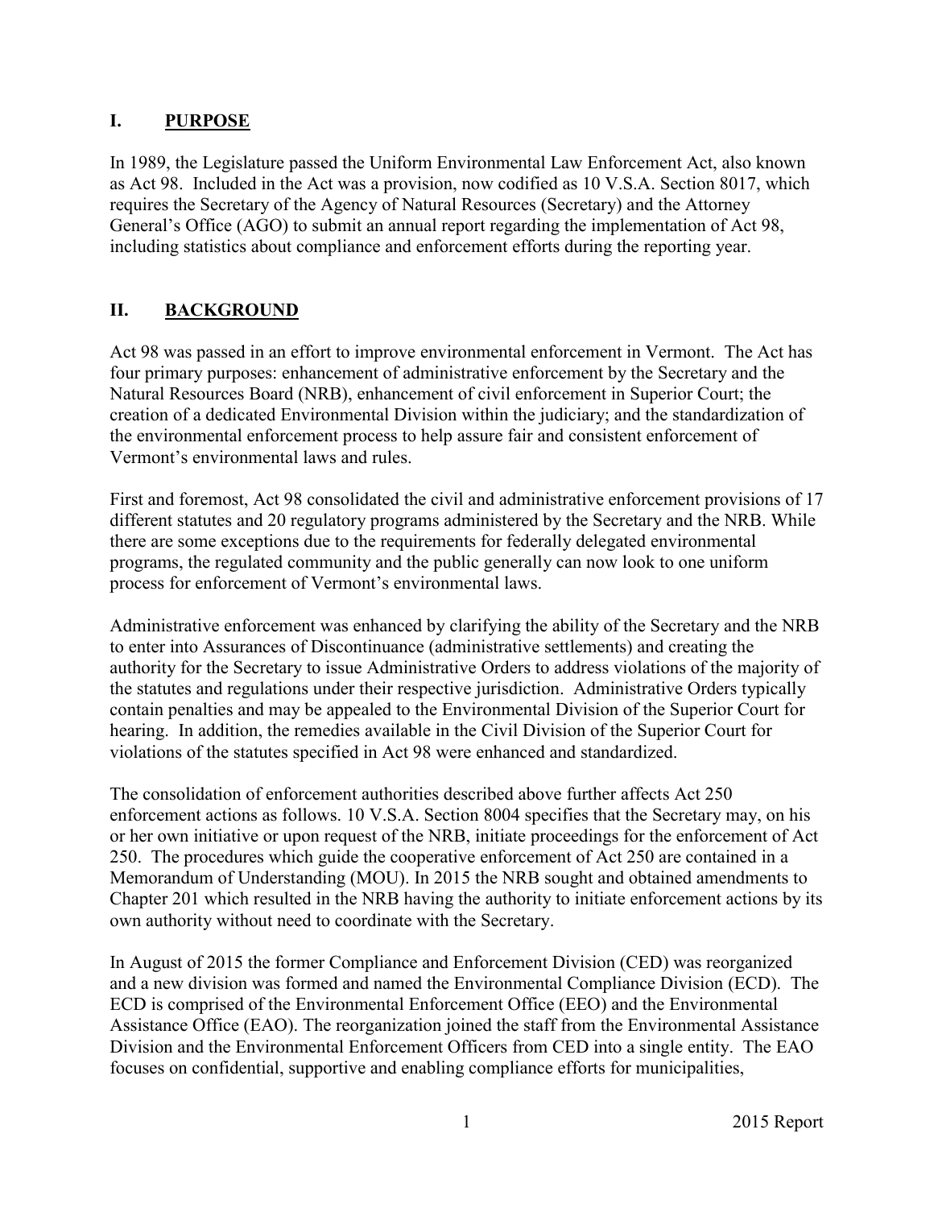## I. PURPOSE

In 1989, the Legislature passed the Uniform Environmental Law Enforcement Act, also known as Act 98. Included in the Act was a provision, now codified as 10 V.S.A. Section 8017, which requires the Secretary of the Agency of Natural Resources (Secretary) and the Attorney General's Office (AGO) to submit an annual report regarding the implementation of Act 98, including statistics about compliance and enforcement efforts during the reporting year.

## II. BACKGROUND

Act 98 was passed in an effort to improve environmental enforcement in Vermont. The Act has four primary purposes: enhancement of administrative enforcement by the Secretary and the Natural Resources Board (NRB), enhancement of civil enforcement in Superior Court; the creation of a dedicated Environmental Division within the judiciary; and the standardization of the environmental enforcement process to help assure fair and consistent enforcement of Vermont's environmental laws and rules.

First and foremost, Act 98 consolidated the civil and administrative enforcement provisions of 17 different statutes and 20 regulatory programs administered by the Secretary and the NRB. While there are some exceptions due to the requirements for federally delegated environmental programs, the regulated community and the public generally can now look to one uniform process for enforcement of Vermont's environmental laws.

Administrative enforcement was enhanced by clarifying the ability of the Secretary and the NRB to enter into Assurances of Discontinuance (administrative settlements) and creating the authority for the Secretary to issue Administrative Orders to address violations of the majority of the statutes and regulations under their respective jurisdiction. Administrative Orders typically contain penalties and may be appealed to the Environmental Division of the Superior Court for hearing. In addition, the remedies available in the Civil Division of the Superior Court for violations of the statutes specified in Act 98 were enhanced and standardized.

The consolidation of enforcement authorities described above further affects Act 250 enforcement actions as follows. 10 V.S.A. Section 8004 specifies that the Secretary may, on his or her own initiative or upon request of the NRB, initiate proceedings for the enforcement of Act 250. The procedures which guide the cooperative enforcement of Act 250 are contained in a Memorandum of Understanding (MOU). In 2015 the NRB sought and obtained amendments to Chapter 201 which resulted in the NRB having the authority to initiate enforcement actions by its own authority without need to coordinate with the Secretary.

In August of 2015 the former Compliance and Enforcement Division (CED) was reorganized and a new division was formed and named the Environmental Compliance Division (ECD). The ECD is comprised of the Environmental Enforcement Office (EEO) and the Environmental Assistance Office (EAO). The reorganization joined the staff from the Environmental Assistance Division and the Environmental Enforcement Officers from CED into a single entity. The EAO focuses on confidential, supportive and enabling compliance efforts for municipalities,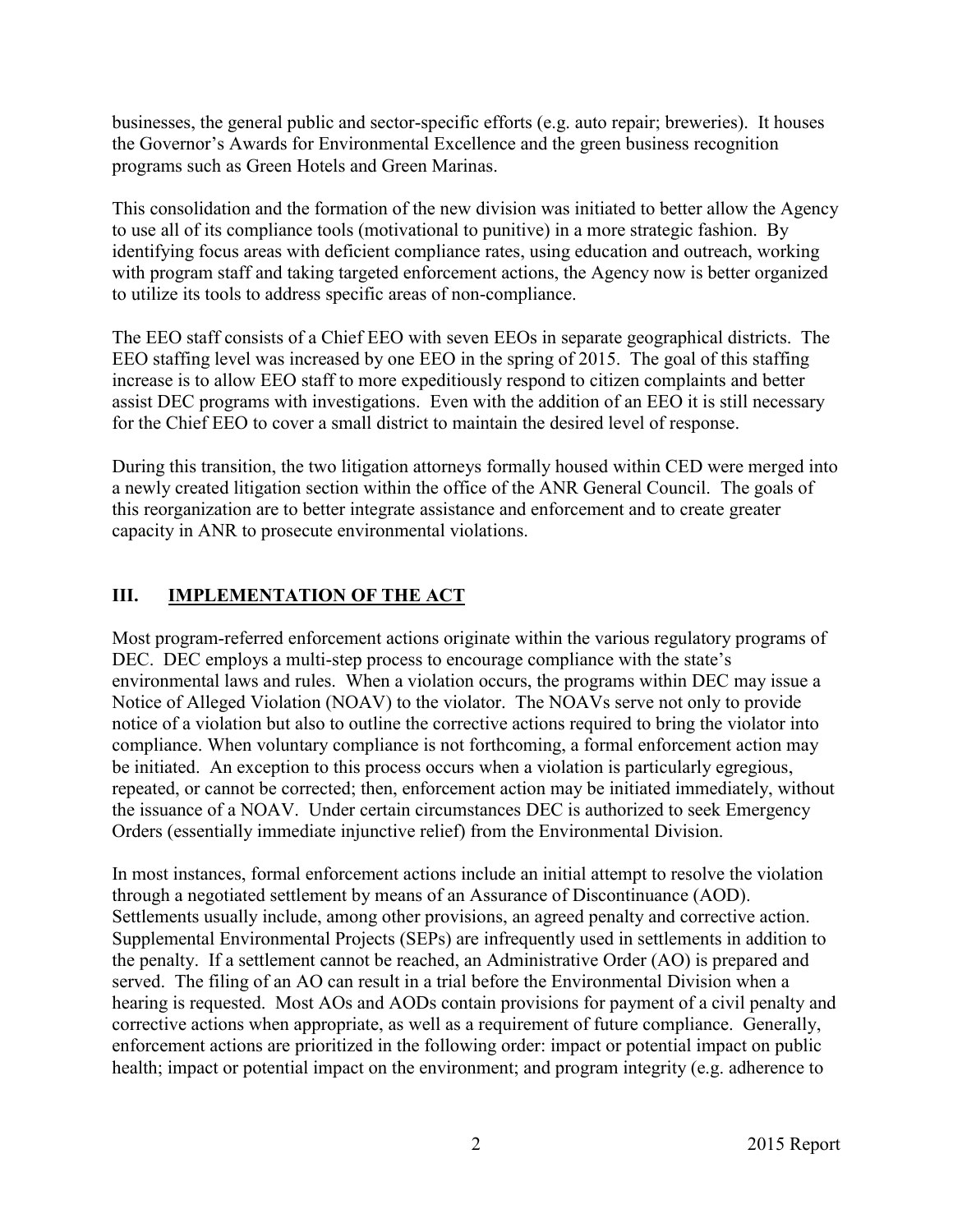businesses, the general public and sector-specific efforts (e.g. auto repair; breweries). It houses the Governor's Awards for Environmental Excellence and the green business recognition programs such as Green Hotels and Green Marinas.

This consolidation and the formation of the new division was initiated to better allow the Agency to use all of its compliance tools (motivational to punitive) in a more strategic fashion. By identifying focus areas with deficient compliance rates, using education and outreach, working with program staff and taking targeted enforcement actions, the Agency now is better organized to utilize its tools to address specific areas of non-compliance.

The EEO staff consists of a Chief EEO with seven EEOs in separate geographical districts. The EEO staffing level was increased by one EEO in the spring of 2015. The goal of this staffing increase is to allow EEO staff to more expeditiously respond to citizen complaints and better assist DEC programs with investigations. Even with the addition of an EEO it is still necessary for the Chief EEO to cover a small district to maintain the desired level of response.

During this transition, the two litigation attorneys formally housed within CED were merged into a newly created litigation section within the office of the ANR General Council. The goals of this reorganization are to better integrate assistance and enforcement and to create greater capacity in ANR to prosecute environmental violations.

## III. IMPLEMENTATION OF THE ACT

Most program-referred enforcement actions originate within the various regulatory programs of DEC. DEC employs a multi-step process to encourage compliance with the state's environmental laws and rules. When a violation occurs, the programs within DEC may issue a Notice of Alleged Violation (NOAV) to the violator. The NOAVs serve not only to provide notice of a violation but also to outline the corrective actions required to bring the violator into compliance. When voluntary compliance is not forthcoming, a formal enforcement action may be initiated. An exception to this process occurs when a violation is particularly egregious, repeated, or cannot be corrected; then, enforcement action may be initiated immediately, without the issuance of a NOAV. Under certain circumstances DEC is authorized to seek Emergency Orders (essentially immediate injunctive relief) from the Environmental Division.

In most instances, formal enforcement actions include an initial attempt to resolve the violation through a negotiated settlement by means of an Assurance of Discontinuance (AOD). Settlements usually include, among other provisions, an agreed penalty and corrective action. Supplemental Environmental Projects (SEPs) are infrequently used in settlements in addition to the penalty. If a settlement cannot be reached, an Administrative Order (AO) is prepared and served. The filing of an AO can result in a trial before the Environmental Division when a hearing is requested. Most AOs and AODs contain provisions for payment of a civil penalty and corrective actions when appropriate, as well as a requirement of future compliance. Generally, enforcement actions are prioritized in the following order: impact or potential impact on public health; impact or potential impact on the environment; and program integrity (e.g. adherence to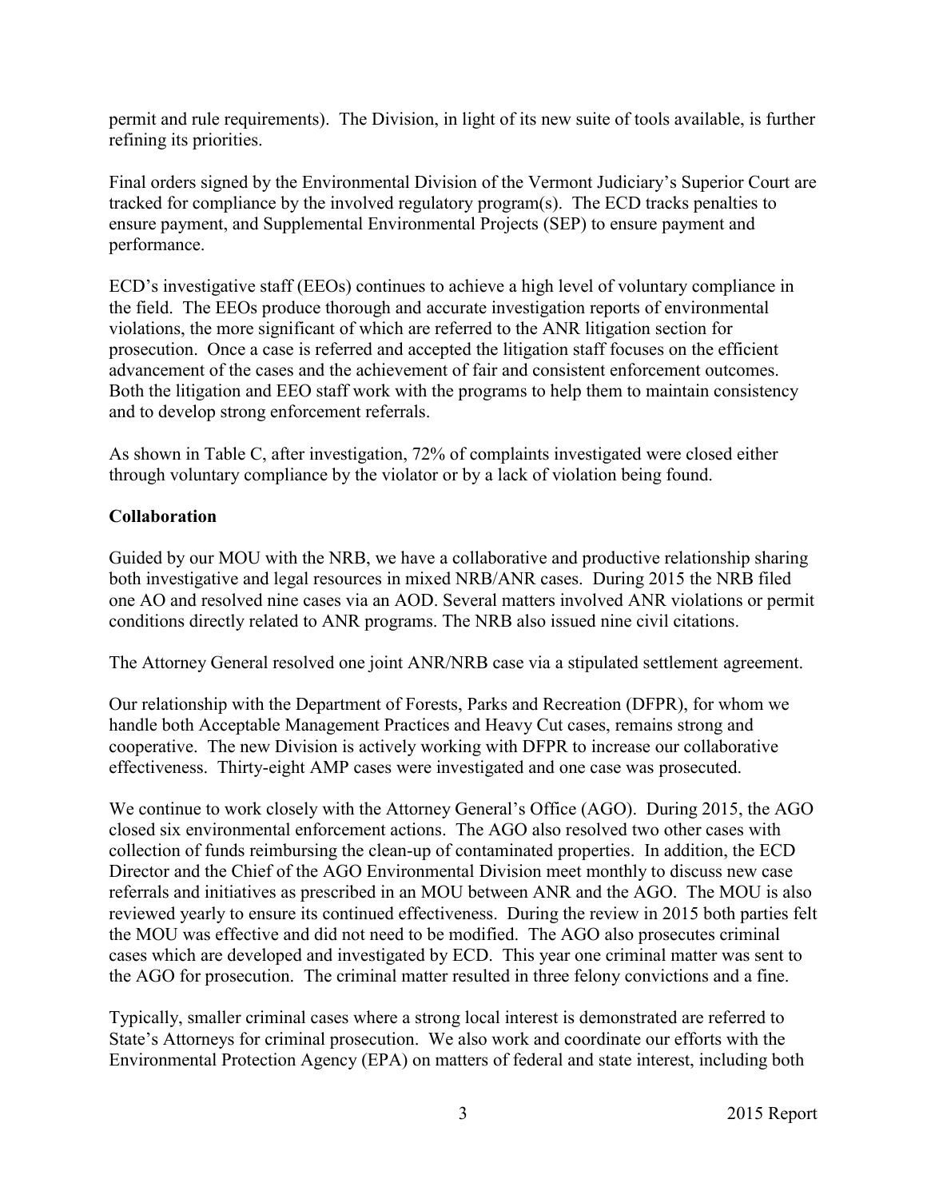permit and rule requirements). The Division, in light of its new suite of tools available, is further refining its priorities.

Final orders signed by the Environmental Division of the Vermont Judiciary's Superior Court are tracked for compliance by the involved regulatory program(s). The ECD tracks penalties to ensure payment, and Supplemental Environmental Projects (SEP) to ensure payment and performance.

ECD's investigative staff (EEOs) continues to achieve a high level of voluntary compliance in the field. The EEOs produce thorough and accurate investigation reports of environmental violations, the more significant of which are referred to the ANR litigation section for prosecution. Once a case is referred and accepted the litigation staff focuses on the efficient advancement of the cases and the achievement of fair and consistent enforcement outcomes. Both the litigation and EEO staff work with the programs to help them to maintain consistency and to develop strong enforcement referrals.

As shown in Table C, after investigation, 72% of complaints investigated were closed either through voluntary compliance by the violator or by a lack of violation being found.

**Collaboration**

Guided by our MOU with the NRB, we have a collaborative and productive relationship sharing both investigative and legal resources in mixed NRB/ANR cases. During 2015 the NRB filed one AO and resolved nine cases via an AOD. Several matters involved ANR violations or permit conditions directly related to ANR programs. The NRB also issued nine civil citations.

The Attorney General resolved one joint ANR/NRB case via a stipulated settlement agreement.

Our relationship with the Department of Forests, Parks and Recreation (DFPR), for whom we handle both Acceptable Management Practices and Heavy Cut cases, remains strong and cooperative. The new Division is actively working with DFPR to increase our collaborative effectiveness. Thirty-eight AMP cases were investigated and one case was prosecuted.

We continue to work closely with the Attorney General's Office (AGO). During 2015, the AGO closed six environmental enforcement actions. The AGO also resolved two other cases with collection of funds reimbursing the clean-up of contaminated properties. In addition, the ECD Director and the Chief of the AGO Environmental Division meet monthly to discuss new case referrals and initiatives as prescribed in an MOU between ANR and the AGO. The MOU is also reviewed yearly to ensure its continued effectiveness. During the review in 2015 both parties felt the MOU was effective and did not need to be modified. The AGO also prosecutes criminal cases which are developed and investigated by ECD. This year one criminal matter was sent to the AGO for prosecution. The criminal matter resulted in three felony convictions and a fine.

Typically, smaller criminal cases where a strong local interest is demonstrated are referred to State's Attorneys for criminal prosecution. We also work and coordinate our efforts with the Environmental Protection Agency (EPA) on matters of federal and state interest, including both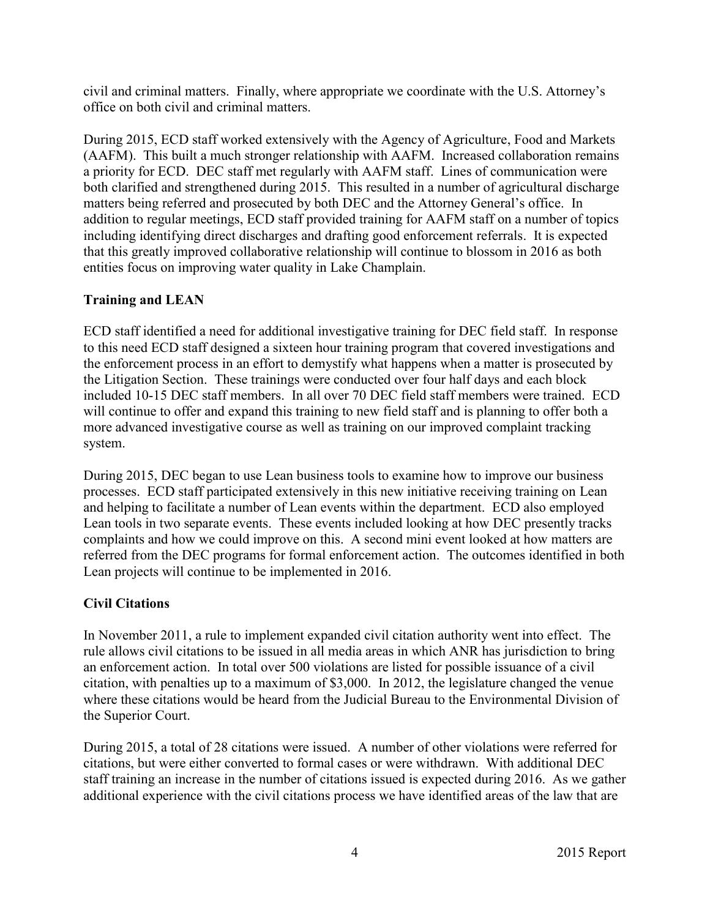civil and criminal matters. Finally, where appropriate we coordinate with the U.S. Attorney's office on both civil and criminal matters.

During 2015, ECD staff worked extensively with the Agency of Agriculture, Food and Markets (AAFM). This built a much stronger relationship with AAFM. Increased collaboration remains a priority for ECD. DEC staff met regularly with AAFM staff. Lines of communication were both clarified and strengthened during 2015. This resulted in a number of agricultural discharge matters being referred and prosecuted by both DEC and the Attorney General's office. In addition to regular meetings, ECD staff provided training for AAFM staff on a number of topics including identifying direct discharges and drafting good enforcement referrals. It is expected that this greatly improved collaborative relationship will continue to blossom in 2016 as both entities focus on improving water quality in Lake Champlain.

## Training and LEAN

ECD staff identified a need for additional investigative training for DEC field staff. In response to this need ECD staff designed a sixteen hour training program that covered investigations and the enforcement process in an effort to demystify what happens when a matter is prosecuted by the Litigation Section. These trainings were conducted over four half days and each block included 10-15 DEC staff members. In all over 70 DEC field staff members were trained. ECD will continue to offer and expand this training to new field staff and is planning to offer both a more advanced investigative course as well as training on our improved complaint tracking system.

During 2015, DEC began to use Lean business tools to examine how to improve our business processes. ECD staff participated extensively in this new initiative receiving training on Lean and helping to facilitate a number of Lean events within the department. ECD also employed Lean tools in two separate events. These events included looking at how DEC presently tracks complaints and how we could improve on this. A second mini event looked at how matters are referred from the DEC programs for formal enforcement action. The outcomes identified in both Lean projects will continue to be implemented in 2016.

## Civil Citations

In November 2011, a rule to implement expanded civil citation authority went into effect. The rule allows civil citations to be issued in all media areas in which ANR has jurisdiction to bring an enforcement action. In total over 500 violations are listed for possible issuance of a civil citation, with penalties up to a maximum of $3,000. In 2012, the legislature changed the venue where these citations would be heard from the Judicial Bureau to the Environmental Division of the Superior Court.

During 2015, a total of 28 citations were issued. A number of other violations were referred for citations, but were either converted to formal cases or were withdrawn. With additional DEC staff training an increase in the number of citations issued is expected during 2016. As we gather additional experience with the civil citations process we have identified areas of the law that are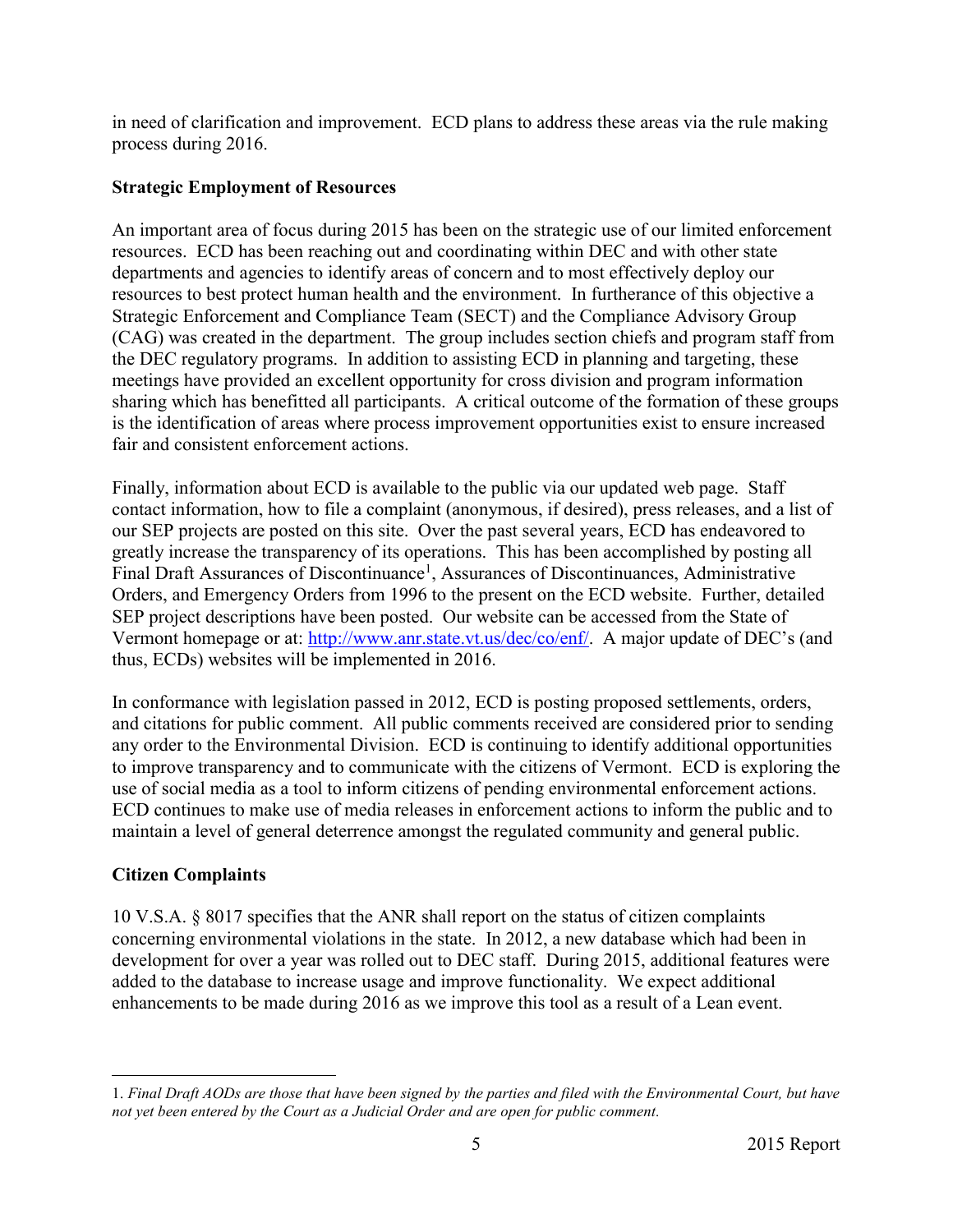in need of clarification and improvement. ECD plans to address these areas via the rule making process during 2016.

**Strategic Employment of Resources**

An important area of focus during 2015 has been on the strategic use of our limited enforcement resources. ECD has been reaching out and coordinating within DEC and with other state departments and agencies to identify areas of concern and to most effectively deploy our resources to best protect human health and the environment. In furtherance of this objective a Strategic Enforcement and Compliance Team (SECT) and the Compliance Advisory Group (CAG) was created in the department. The group includes section chiefs and program staff from the DEC regulatory programs. In addition to assisting ECD in planning and targeting, these meetings have provided an excellent opportunity for cross division and program information sharing which has benefitted all participants. A critical outcome of the formation of these groups is the identification of areas where process improvement opportunities exist to ensure increased fair and consistent enforcement actions.

Finally, information about ECD is available to the public via our updated web page. Staff contact information, how to file a complaint (anonymous, if desired), press releases, and a list of our SEP projects are posted on this site. Over the past several years, ECD has endeavored to greatly increase the transparency of its operations. This has been accomplished by posting all Final Draft Assurances of Discontinuance[1], Assurances of Discontinuances, Administrative Orders, and Emergency Orders from 1996 to the present on the ECD website. Further, detailed SEP project descriptions have been posted. Our website can be accessed from the State of Vermont homepage or at: http://www.anr.state.vt.us/dec/co/enf/. A major update of DEC's (and thus, ECDs) websites will be implemented in 2016.

In conformance with legislation passed in 2012, ECD is posting proposed settlements, orders, and citations for public comment. All public comments received are considered prior to sending any order to the Environmental Division. ECD is continuing to identify additional opportunities to improve transparency and to communicate with the citizens of Vermont. ECD is exploring the use of social media as a tool to inform citizens of pending environmental enforcement actions. ECD continues to make use of media releases in enforcement actions to inform the public and to maintain a level of general deterrence amongst the regulated community and general public.

**Citizen Complaints**

10 V.S.A. § 8017 specifies that the ANR shall report on the status of citizen complaints concerning environmental violations in the state. In 2012, a new database which had been in development for over a year was rolled out to DEC staff. During 2015, additional features were added to the database to increase usage and improve functionality. We expect additional enhancements to be made during 2016 as we improve this tool as a result of a Lean event.

---

1. *Final Draft AODs are those that have been signed by the parties and filed with the Environmental Court, but have not yet been entered by the Court as a Judicial Order and are open for public comment.*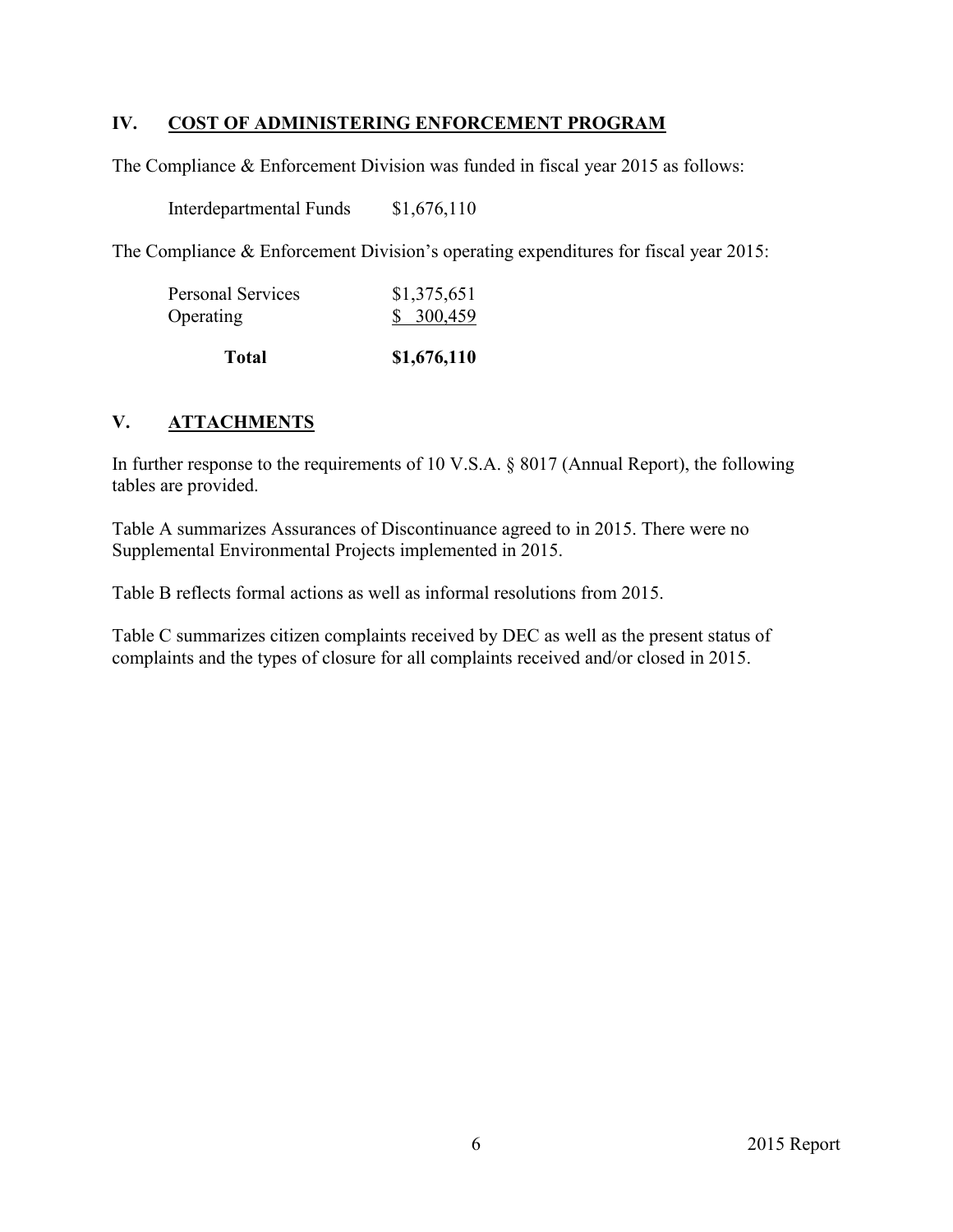## IV. COST OF ADMINISTERING ENFORCEMENT PROGRAM

The Compliance & Enforcement Division was funded in fiscal year 2015 as follows:

| | |
|---|---|
| Interdepartmental Funds | $1,676,110 |

The Compliance & Enforcement Division's operating expenditures for fiscal year 2015:

| | |
|---|---|
| Personal Services | $1,375,651 |
| Operating | $ 300,459 |
| **Total** | **$1,676,110** |

## V. ATTACHMENTS

In further response to the requirements of 10 V.S.A. § 8017 (Annual Report), the following tables are provided.

Table A summarizes Assurances of Discontinuance agreed to in 2015. There were no Supplemental Environmental Projects implemented in 2015.

Table B reflects formal actions as well as informal resolutions from 2015.

Table C summarizes citizen complaints received by DEC as well as the present status of complaints and the types of closure for all complaints received and/or closed in 2015.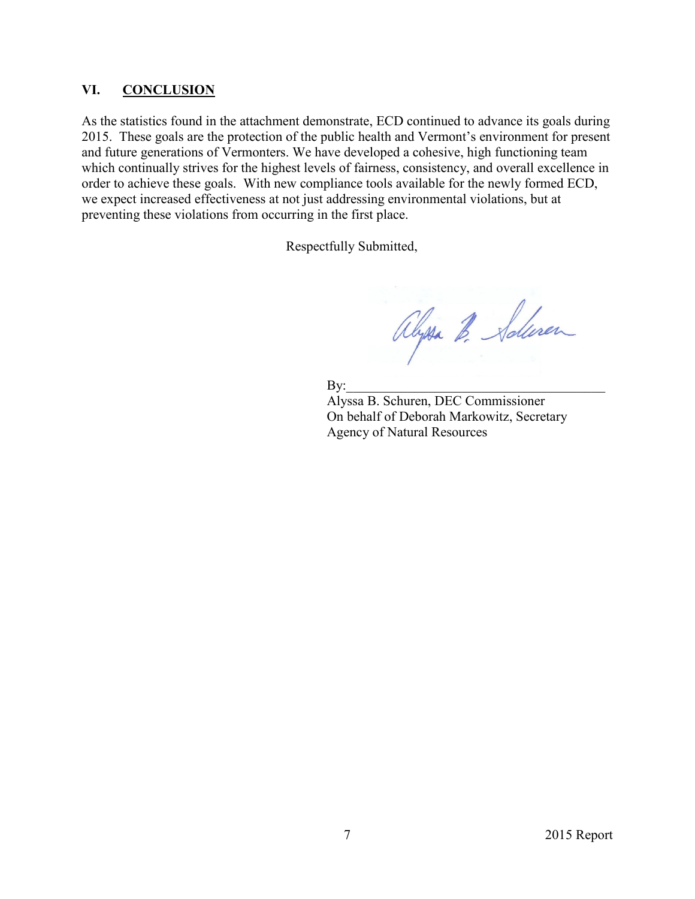## VI. CONCLUSION

As the statistics found in the attachment demonstrate, ECD continued to advance its goals during 2015. These goals are the protection of the public health and Vermont's environment for present and future generations of Vermonters. We have developed a cohesive, high functioning team which continually strives for the highest levels of fairness, consistency, and overall excellence in order to achieve these goals. With new compliance tools available for the newly formed ECD, we expect increased effectiveness at not just addressing environmental violations, but at preventing these violations from occurring in the first place.

Respectfully Submitted,

By:\_\_\_\_\_\_\_\_\_\_\_\_\_\_\_\_\_\_\_\_\_\_\_\_\_\_\_\_\_\_\_\_\_\_\_\_\_\_

Alyssa B. Schuren, DEC Commissioner
On behalf of Deborah Markowitz, Secretary
Agency of Natural Resources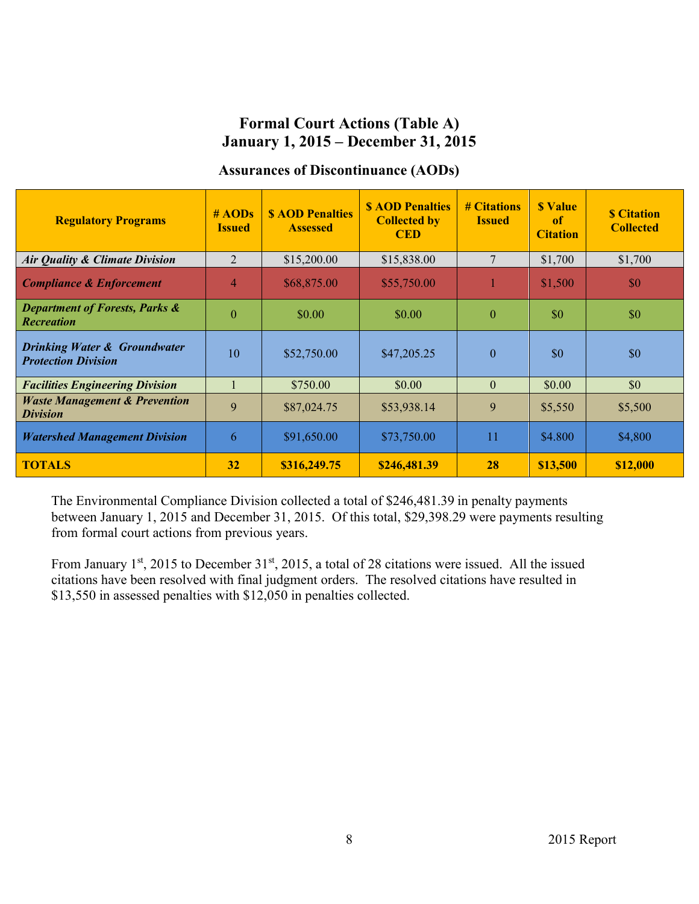# Formal Court Actions (Table A)
# January 1, 2015 – December 31, 2015

### Assurances of Discontinuance (AODs)

| Regulatory Programs | # AODs Issued | $ AOD Penalties Assessed | $ AOD Penalties Collected by CED | # Citations Issued | $ Value of Citation | $ Citation Collected |
|---|---|---|---|---|---|---|
| ***Air Quality & Climate Division*** | 2 | $15,200.00 | $15,838.00 | 7 | $1,700 | $1,700 |
| ***Compliance & Enforcement*** | 4 | $68,875.00 | $55,750.00 | 1 | $1,500 | $0 |
| ***Department of Forests, Parks & Recreation*** | 0 | $0.00 | $0.00 | 0 | $0 | $0 |
| ***Drinking Water & Groundwater Protection Division*** | 10 | $52,750.00 | $47,205.25 | 0 | $0 | $0 |
| ***Facilities Engineering Division*** | 1 | $750.00 | $0.00 | 0 | $0.00 | $0 |
| ***Waste Management & Prevention Division*** | 9 | $87,024.75 | $53,938.14 | 9 | $5,550 | $5,500 |
| ***Watershed Management Division*** | 6 | $91,650.00 | $73,750.00 | 11 | $4.800 | $4,800 |
| **TOTALS** | **32** | **$316,249.75** | **$246,481.39** | **28** | **$13,500** | **$12,000** |

The Environmental Compliance Division collected a total of $246,481.39 in penalty payments between January 1, 2015 and December 31, 2015. Of this total, $29,398.29 were payments resulting from formal court actions from previous years.

From January 1st, 2015 to December 31st, 2015, a total of 28 citations were issued. All the issued citations have been resolved with final judgment orders. The resolved citations have resulted in $13,550 in assessed penalties with $12,050 in penalties collected.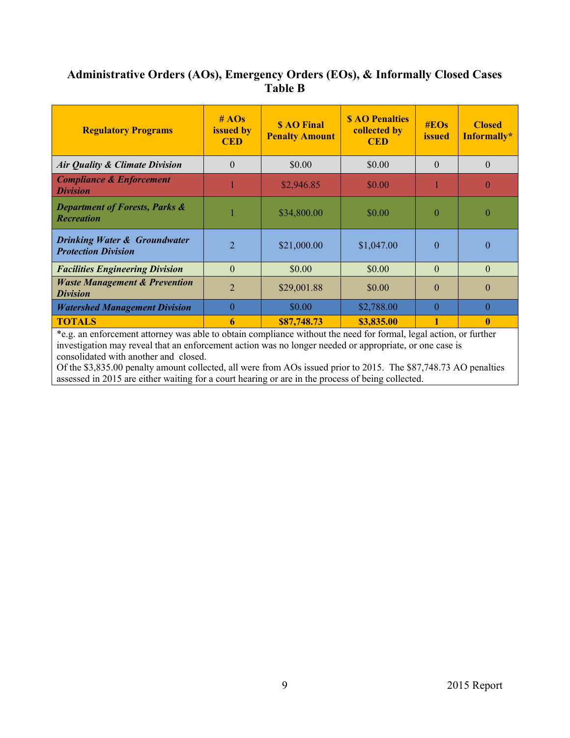## Administrative Orders (AOs), Emergency Orders (EOs), & Informally Closed Cases
## Table B

| Regulatory Programs | # AOs issued by CED | $ AO Final Penalty Amount | $ AO Penalties collected by CED | #EOs issued | Closed Informally* |
|---|---|---|---|---|---|
| ***Air Quality & Climate Division*** | 0 | $0.00 | $0.00 | 0 | 0 |
| ***Compliance & Enforcement Division*** | 1 | $2,946.85 | $0.00 | 1 | 0 |
| ***Department of Forests, Parks & Recreation*** | 1 | $34,800.00 | $0.00 | 0 | 0 |
| ***Drinking Water & Groundwater Protection Division*** | 2 | $21,000.00 | $1,047.00 | 0 | 0 |
| ***Facilities Engineering Division*** | 0 | $0.00 | $0.00 | 0 | 0 |
| ***Waste Management & Prevention Division*** | 2 | $29,001.88 | $0.00 | 0 | 0 |
| ***Watershed Management Division*** | 0 | $0.00 | $2,788.00 | 0 | 0 |
| **TOTALS** | **6** | **$87,748.73** | **$3,835.00** | **1** | **0** |

*e.g. an enforcement attorney was able to obtain compliance without the need for formal, legal action, or further investigation may reveal that an enforcement action was no longer needed or appropriate, or one case is consolidated with another and closed.

Of the $3,835.00 penalty amount collected, all were from AOs issued prior to 2015. The $87,748.73 AO penalties assessed in 2015 are either waiting for a court hearing or are in the process of being collected.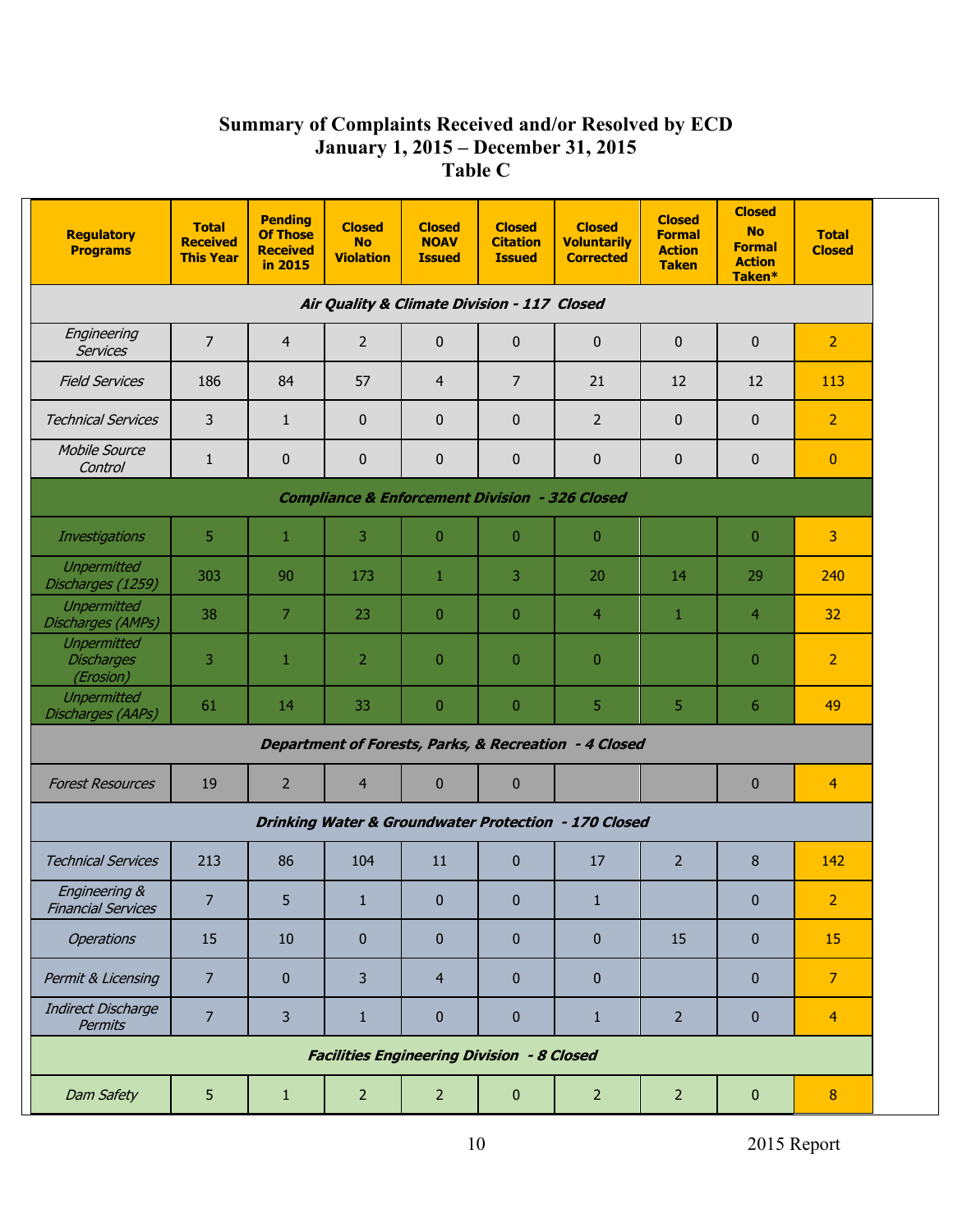# Summary of Complaints Received and/or Resolved by ECD
## January 1, 2015 – December 31, 2015
## Table C

| Regulatory Programs | Total Received This Year | Pending Of Those Received in 2015 | Closed No Violation | Closed NOAV Issued | Closed Citation Issued | Closed Voluntarily Corrected | Closed Formal Action Taken | Closed No Formal Action Taken* | Total Closed |
|---|---|---|---|---|---|---|---|---|---|
| ***Air Quality & Climate Division - 117 Closed*** | | | | | | | | | |
| *Engineering Services* | 7 | 4 | 2 | 0 | 0 | 0 | 0 | 0 | 2 |
| *Field Services* | 186 | 84 | 57 | 4 | 7 | 21 | 12 | 12 | 113 |
| *Technical Services* | 3 | 1 | 0 | 0 | 0 | 2 | 0 | 0 | 2 |
| *Mobile Source Control* | 1 | 0 | 0 | 0 | 0 | 0 | 0 | 0 | 0 |
| ***Compliance & Enforcement Division - 326 Closed*** | | | | | | | | | |
| *Investigations* | 5 | 1 | 3 | 0 | 0 | 0 | | 0 | 3 |
| *Unpermitted Discharges (1259)* | 303 | 90 | 173 | 1 | 3 | 20 | 14 | 29 | 240 |
| *Unpermitted Discharges (AMPs)* | 38 | 7 | 23 | 0 | 0 | 4 | 1 | 4 | 32 |
| *Unpermitted Discharges (Erosion)* | 3 | 1 | 2 | 0 | 0 | 0 | | 0 | 2 |
| *Unpermitted Discharges (AAPs)* | 61 | 14 | 33 | 0 | 0 | 5 | 5 | 6 | 49 |
| ***Department of Forests, Parks, & Recreation - 4 Closed*** | | | | | | | | | |
| *Forest Resources* | 19 | 2 | 4 | 0 | 0 | | | 0 | 4 |
| ***Drinking Water & Groundwater Protection - 170 Closed*** | | | | | | | | | |
| *Technical Services* | 213 | 86 | 104 | 11 | 0 | 17 | 2 | 8 | 142 |
| *Engineering & Financial Services* | 7 | 5 | 1 | 0 | 0 | 1 | | 0 | 2 |
| *Operations* | 15 | 10 | 0 | 0 | 0 | 0 | 15 | 0 | 15 |
| *Permit & Licensing* | 7 | 0 | 3 | 4 | 0 | 0 | | 0 | 7 |
| *Indirect Discharge Permits* | 7 | 3 | 1 | 0 | 0 | 1 | 2 | 0 | 4 |
| ***Facilities Engineering Division - 8 Closed*** | | | | | | | | | |
| *Dam Safety* | 5 | 1 | 2 | 2 | 0 | 2 | 2 | 0 | 8 |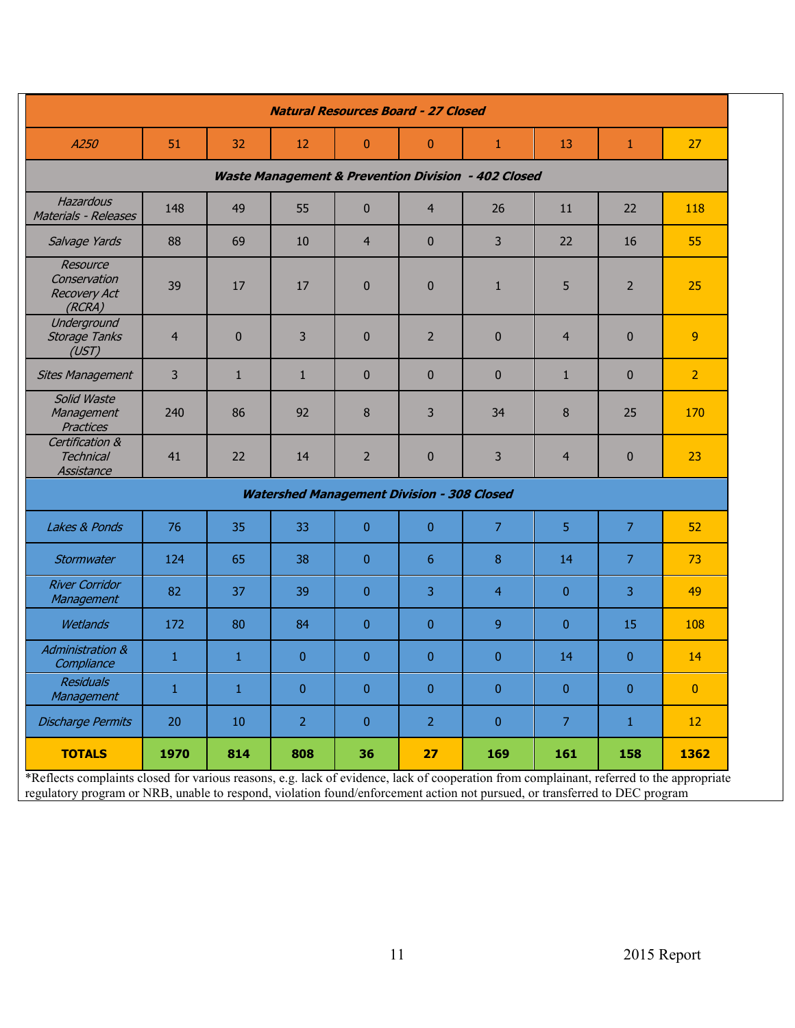| | | | | | | | | |
|---|---|---|---|---|---|---|---|---|
| ***Natural Resources Board - 27 Closed*** | | | | | | | | |
| *A250* | 51 | 32 | 12 | 0 | 0 | 1 | 13 | 1 | 27 |
| ***Waste Management & Prevention Division - 402 Closed*** | | | | | | | | |
| *Hazardous Materials - Releases* | 148 | 49 | 55 | 0 | 4 | 26 | 11 | 22 | 118 |
| *Salvage Yards* | 88 | 69 | 10 | 4 | 0 | 3 | 22 | 16 | 55 |
| *Resource Conservation Recovery Act (RCRA)* | 39 | 17 | 17 | 0 | 0 | 1 | 5 | 2 | 25 |
| *Underground Storage Tanks (UST)* | 4 | 0 | 3 | 0 | 2 | 0 | 4 | 0 | 9 |
| *Sites Management* | 3 | 1 | 1 | 0 | 0 | 0 | 1 | 0 | 2 |
| *Solid Waste Management Practices* | 240 | 86 | 92 | 8 | 3 | 34 | 8 | 25 | 170 |
| *Certification & Technical Assistance* | 41 | 22 | 14 | 2 | 0 | 3 | 4 | 0 | 23 |
| ***Watershed Management Division - 308 Closed*** | | | | | | | | |
| *Lakes & Ponds* | 76 | 35 | 33 | 0 | 0 | 7 | 5 | 7 | 52 |
| *Stormwater* | 124 | 65 | 38 | 0 | 6 | 8 | 14 | 7 | 73 |
| *River Corridor Management* | 82 | 37 | 39 | 0 | 3 | 4 | 0 | 3 | 49 |
| *Wetlands* | 172 | 80 | 84 | 0 | 0 | 9 | 0 | 15 | 108 |
| *Administration & Compliance* | 1 | 1 | 0 | 0 | 0 | 0 | 14 | 0 | 14 |
| *Residuals Management* | 1 | 1 | 0 | 0 | 0 | 0 | 0 | 0 | 0 |
| *Discharge Permits* | 20 | 10 | 2 | 0 | 2 | 0 | 7 | 1 | 12 |
| **TOTALS** | **1970** | **814** | **808** | **36** | **27** | **169** | **161** | **158** | **1362** |

*Reflects complaints closed for various reasons, e.g. lack of evidence, lack of cooperation from complainant, referred to the appropriate regulatory program or NRB, unable to respond, violation found/enforcement action not pursued, or transferred to DEC program